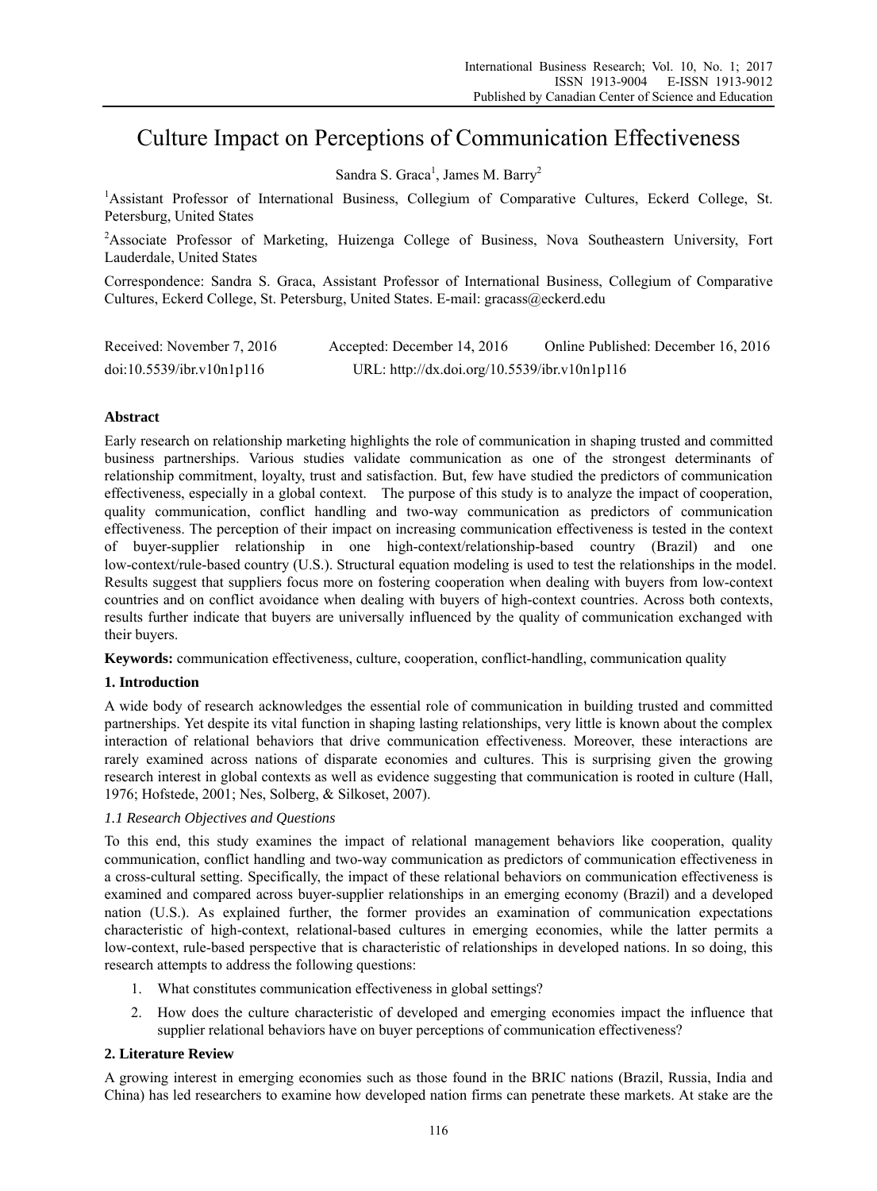# Culture Impact on Perceptions of Communication Effectiveness

Sandra S. Graca[1], James M. Barry[2]

[1]Assistant Professor of International Business, Collegium of Comparative Cultures, Eckerd College, St. Petersburg, United States

[2]Associate Professor of Marketing, Huizenga College of Business, Nova Southeastern University, Fort Lauderdale, United States

Correspondence: Sandra S. Graca, Assistant Professor of International Business, Collegium of Comparative Cultures, Eckerd College, St. Petersburg, United States. E-mail: gracass@eckerd.edu

Received: November 7, 2016 Accepted: December 14, 2016 Online Published: December 16, 2016

doi:10.5539/ibr.v10n1p116 URL: http://dx.doi.org/10.5539/ibr.v10n1p116

## Abstract

Early research on relationship marketing highlights the role of communication in shaping trusted and committed business partnerships. Various studies validate communication as one of the strongest determinants of relationship commitment, loyalty, trust and satisfaction. But, few have studied the predictors of communication effectiveness, especially in a global context. The purpose of this study is to analyze the impact of cooperation, quality communication, conflict handling and two-way communication as predictors of communication effectiveness. The perception of their impact on increasing communication effectiveness is tested in the context of buyer-supplier relationship in one high-context/relationship-based country (Brazil) and one low-context/rule-based country (U.S.). Structural equation modeling is used to test the relationships in the model. Results suggest that suppliers focus more on fostering cooperation when dealing with buyers from low-context countries and on conflict avoidance when dealing with buyers of high-context countries. Across both contexts, results further indicate that buyers are universally influenced by the quality of communication exchanged with their buyers.

**Keywords:** communication effectiveness, culture, cooperation, conflict-handling, communication quality

## 1. Introduction

A wide body of research acknowledges the essential role of communication in building trusted and committed partnerships. Yet despite its vital function in shaping lasting relationships, very little is known about the complex interaction of relational behaviors that drive communication effectiveness. Moreover, these interactions are rarely examined across nations of disparate economies and cultures. This is surprising given the growing research interest in global contexts as well as evidence suggesting that communication is rooted in culture (Hall, 1976; Hofstede, 2001; Nes, Solberg, & Silkoset, 2007).

### *1.1 Research Objectives and Questions*

To this end, this study examines the impact of relational management behaviors like cooperation, quality communication, conflict handling and two-way communication as predictors of communication effectiveness in a cross-cultural setting. Specifically, the impact of these relational behaviors on communication effectiveness is examined and compared across buyer-supplier relationships in an emerging economy (Brazil) and a developed nation (U.S.). As explained further, the former provides an examination of communication expectations characteristic of high-context, relational-based cultures in emerging economies, while the latter permits a low-context, rule-based perspective that is characteristic of relationships in developed nations. In so doing, this research attempts to address the following questions:

1. What constitutes communication effectiveness in global settings?
2. How does the culture characteristic of developed and emerging economies impact the influence that supplier relational behaviors have on buyer perceptions of communication effectiveness?

## 2. Literature Review

A growing interest in emerging economies such as those found in the BRIC nations (Brazil, Russia, India and China) has led researchers to examine how developed nation firms can penetrate these markets. At stake are the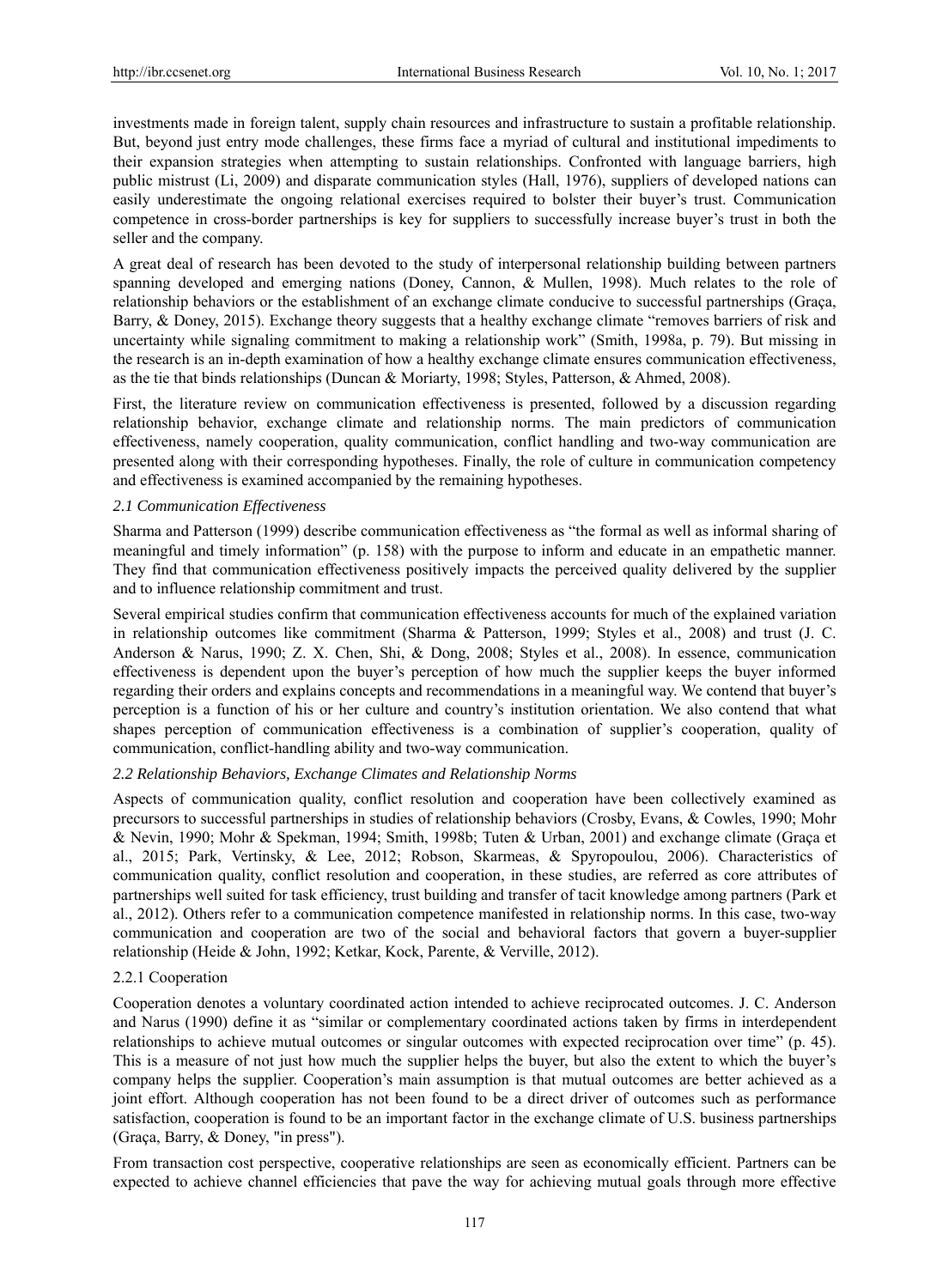investments made in foreign talent, supply chain resources and infrastructure to sustain a profitable relationship. But, beyond just entry mode challenges, these firms face a myriad of cultural and institutional impediments to their expansion strategies when attempting to sustain relationships. Confronted with language barriers, high public mistrust (Li, 2009) and disparate communication styles (Hall, 1976), suppliers of developed nations can easily underestimate the ongoing relational exercises required to bolster their buyer's trust. Communication competence in cross-border partnerships is key for suppliers to successfully increase buyer's trust in both the seller and the company.

A great deal of research has been devoted to the study of interpersonal relationship building between partners spanning developed and emerging nations (Doney, Cannon, & Mullen, 1998). Much relates to the role of relationship behaviors or the establishment of an exchange climate conducive to successful partnerships (Graça, Barry, & Doney, 2015). Exchange theory suggests that a healthy exchange climate "removes barriers of risk and uncertainty while signaling commitment to making a relationship work" (Smith, 1998a, p. 79). But missing in the research is an in-depth examination of how a healthy exchange climate ensures communication effectiveness, as the tie that binds relationships (Duncan & Moriarty, 1998; Styles, Patterson, & Ahmed, 2008).

First, the literature review on communication effectiveness is presented, followed by a discussion regarding relationship behavior, exchange climate and relationship norms. The main predictors of communication effectiveness, namely cooperation, quality communication, conflict handling and two-way communication are presented along with their corresponding hypotheses. Finally, the role of culture in communication competency and effectiveness is examined accompanied by the remaining hypotheses.

### *2.1 Communication Effectiveness*

Sharma and Patterson (1999) describe communication effectiveness as "the formal as well as informal sharing of meaningful and timely information" (p. 158) with the purpose to inform and educate in an empathetic manner. They find that communication effectiveness positively impacts the perceived quality delivered by the supplier and to influence relationship commitment and trust.

Several empirical studies confirm that communication effectiveness accounts for much of the explained variation in relationship outcomes like commitment (Sharma & Patterson, 1999; Styles et al., 2008) and trust (J. C. Anderson & Narus, 1990; Z. X. Chen, Shi, & Dong, 2008; Styles et al., 2008). In essence, communication effectiveness is dependent upon the buyer's perception of how much the supplier keeps the buyer informed regarding their orders and explains concepts and recommendations in a meaningful way. We contend that buyer's perception is a function of his or her culture and country's institution orientation. We also contend that what shapes perception of communication effectiveness is a combination of supplier's cooperation, quality of communication, conflict-handling ability and two-way communication.

### *2.2 Relationship Behaviors, Exchange Climates and Relationship Norms*

Aspects of communication quality, conflict resolution and cooperation have been collectively examined as precursors to successful partnerships in studies of relationship behaviors (Crosby, Evans, & Cowles, 1990; Mohr & Nevin, 1990; Mohr & Spekman, 1994; Smith, 1998b; Tuten & Urban, 2001) and exchange climate (Graça et al., 2015; Park, Vertinsky, & Lee, 2012; Robson, Skarmeas, & Spyropoulou, 2006). Characteristics of communication quality, conflict resolution and cooperation, in these studies, are referred as core attributes of partnerships well suited for task efficiency, trust building and transfer of tacit knowledge among partners (Park et al., 2012). Others refer to a communication competence manifested in relationship norms. In this case, two-way communication and cooperation are two of the social and behavioral factors that govern a buyer-supplier relationship (Heide & John, 1992; Ketkar, Kock, Parente, & Verville, 2012).

#### 2.2.1 Cooperation

Cooperation denotes a voluntary coordinated action intended to achieve reciprocated outcomes. J. C. Anderson and Narus (1990) define it as "similar or complementary coordinated actions taken by firms in interdependent relationships to achieve mutual outcomes or singular outcomes with expected reciprocation over time" (p. 45). This is a measure of not just how much the supplier helps the buyer, but also the extent to which the buyer's company helps the supplier. Cooperation's main assumption is that mutual outcomes are better achieved as a joint effort. Although cooperation has not been found to be a direct driver of outcomes such as performance satisfaction, cooperation is found to be an important factor in the exchange climate of U.S. business partnerships (Graça, Barry, & Doney, "in press").

From transaction cost perspective, cooperative relationships are seen as economically efficient. Partners can be expected to achieve channel efficiencies that pave the way for achieving mutual goals through more effective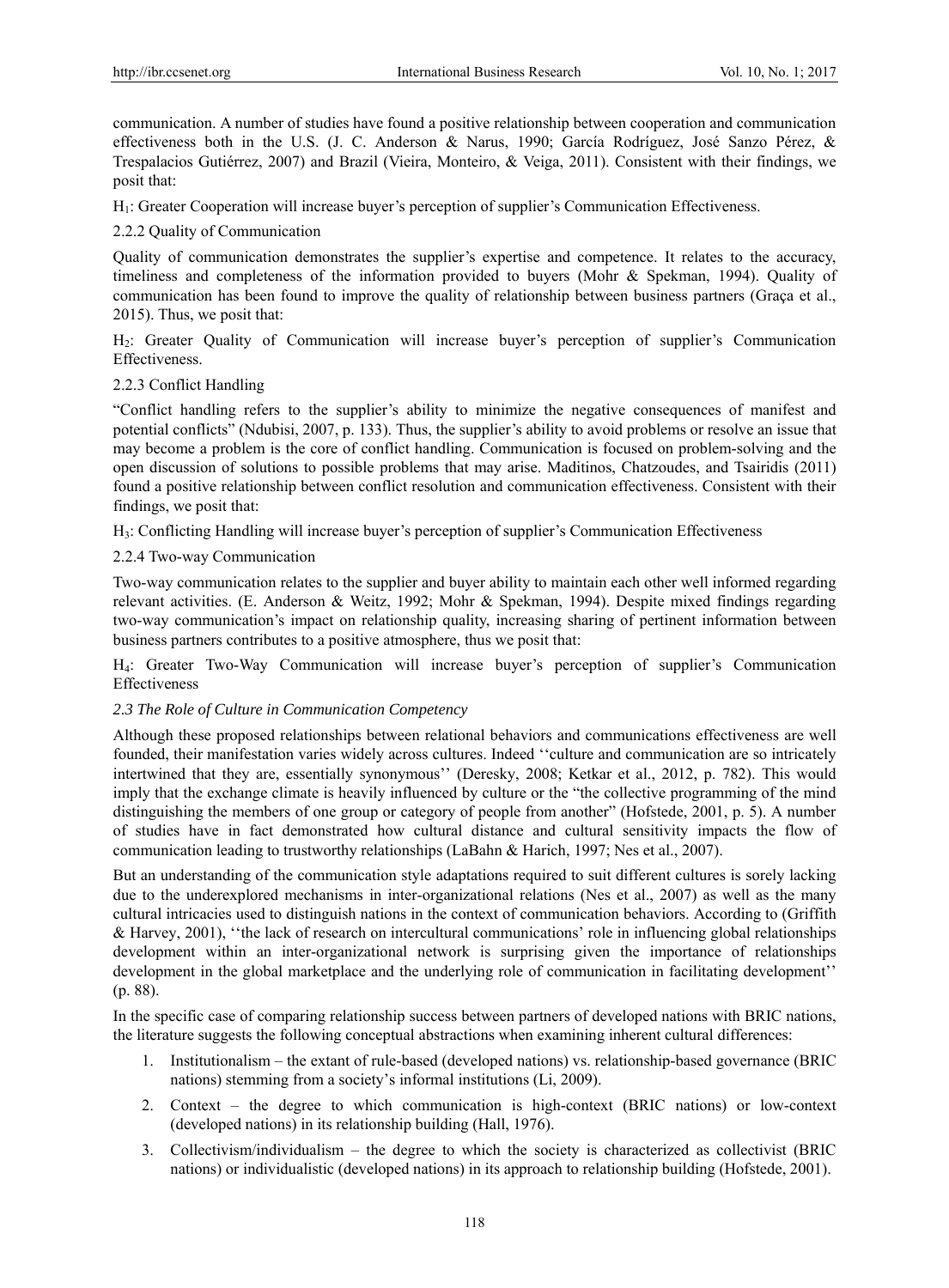communication. A number of studies have found a positive relationship between cooperation and communication effectiveness both in the U.S. (J. C. Anderson & Narus, 1990; García Rodríguez, José Sanzo Pérez, & Trespalacios Gutiérrez, 2007) and Brazil (Vieira, Monteiro, & Veiga, 2011). Consistent with their findings, we posit that:

$H_1$: Greater Cooperation will increase buyer's perception of supplier's Communication Effectiveness.

#### 2.2.2 Quality of Communication

Quality of communication demonstrates the supplier's expertise and competence. It relates to the accuracy, timeliness and completeness of the information provided to buyers (Mohr & Spekman, 1994). Quality of communication has been found to improve the quality of relationship between business partners (Graça et al., 2015). Thus, we posit that:

$H_2$: Greater Quality of Communication will increase buyer's perception of supplier's Communication Effectiveness.

#### 2.2.3 Conflict Handling

"Conflict handling refers to the supplier's ability to minimize the negative consequences of manifest and potential conflicts" (Ndubisi, 2007, p. 133). Thus, the supplier's ability to avoid problems or resolve an issue that may become a problem is the core of conflict handling. Communication is focused on problem-solving and the open discussion of solutions to possible problems that may arise. Maditinos, Chatzoudes, and Tsairidis (2011) found a positive relationship between conflict resolution and communication effectiveness. Consistent with their findings, we posit that:

$H_3$: Conflicting Handling will increase buyer's perception of supplier's Communication Effectiveness

#### 2.2.4 Two-way Communication

Two-way communication relates to the supplier and buyer ability to maintain each other well informed regarding relevant activities. (E. Anderson & Weitz, 1992; Mohr & Spekman, 1994). Despite mixed findings regarding two-way communication's impact on relationship quality, increasing sharing of pertinent information between business partners contributes to a positive atmosphere, thus we posit that:

$H_4$: Greater Two-Way Communication will increase buyer's perception of supplier's Communication Effectiveness

### *2.3 The Role of Culture in Communication Competency*

Although these proposed relationships between relational behaviors and communications effectiveness are well founded, their manifestation varies widely across cultures. Indeed ''culture and communication are so intricately intertwined that they are, essentially synonymous'' (Deresky, 2008; Ketkar et al., 2012, p. 782). This would imply that the exchange climate is heavily influenced by culture or the "the collective programming of the mind distinguishing the members of one group or category of people from another" (Hofstede, 2001, p. 5). A number of studies have in fact demonstrated how cultural distance and cultural sensitivity impacts the flow of communication leading to trustworthy relationships (LaBahn & Harich, 1997; Nes et al., 2007).

But an understanding of the communication style adaptations required to suit different cultures is sorely lacking due to the underexplored mechanisms in inter-organizational relations (Nes et al., 2007) as well as the many cultural intricacies used to distinguish nations in the context of communication behaviors. According to (Griffith & Harvey, 2001), ''the lack of research on intercultural communications' role in influencing global relationships development within an inter-organizational network is surprising given the importance of relationships development in the global marketplace and the underlying role of communication in facilitating development'' (p. 88).

In the specific case of comparing relationship success between partners of developed nations with BRIC nations, the literature suggests the following conceptual abstractions when examining inherent cultural differences:

1. Institutionalism – the extant of rule-based (developed nations) vs. relationship-based governance (BRIC nations) stemming from a society's informal institutions (Li, 2009).
2. Context – the degree to which communication is high-context (BRIC nations) or low-context (developed nations) in its relationship building (Hall, 1976).
3. Collectivism/individualism – the degree to which the society is characterized as collectivist (BRIC nations) or individualistic (developed nations) in its approach to relationship building (Hofstede, 2001).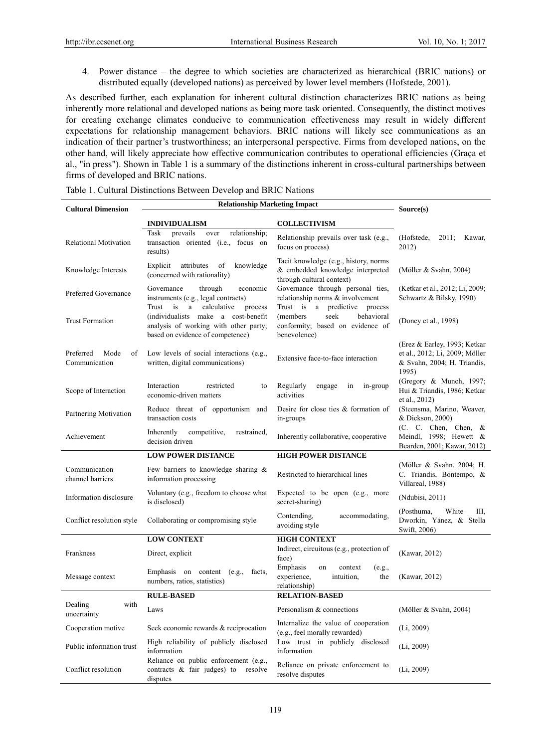4. Power distance – the degree to which societies are characterized as hierarchical (BRIC nations) or distributed equally (developed nations) as perceived by lower level members (Hofstede, 2001).

As described further, each explanation for inherent cultural distinction characterizes BRIC nations as being inherently more relational and developed nations as being more task oriented. Consequently, the distinct motives for creating exchange climates conducive to communication effectiveness may result in widely different expectations for relationship management behaviors. BRIC nations will likely see communications as an indication of their partner's trustworthiness; an interpersonal perspective. Firms from developed nations, on the other hand, will likely appreciate how effective communication contributes to operational efficiencies (Graça et al., "in press"). Shown in Table 1 is a summary of the distinctions inherent in cross-cultural partnerships between firms of developed and BRIC nations.

Table 1. Cultural Distinctions Between Develop and BRIC Nations

| Cultural Dimension | Relationship Marketing Impact | | Source(s) |
|---|---|---|---|
| | **INDIVIDUALISM** | **COLLECTIVISM** | |
| Relational Motivation | Task prevails over relationship; transaction oriented (i.e., focus on results) | Relationship prevails over task (e.g., focus on process) | (Hofstede, 2011; Kawar, 2012) |
| Knowledge Interests | Explicit attributes of knowledge (concerned with rationality) | Tacit knowledge (e.g., history, norms & embedded knowledge interpreted through cultural context) | (Möller & Svahn, 2004) |
| Preferred Governance | Governance through economic instruments (e.g., legal contracts) | Governance through personal ties, relationship norms & involvement | (Ketkar et al., 2012; Li, 2009; Schwartz & Bilsky, 1990) |
| Trust Formation | Trust is a calculative process (individualists make a cost-benefit analysis of working with other party; based on evidence of competence) | Trust is a predictive process (members seek behavioral conformity; based on evidence of benevolence) | (Doney et al., 1998) |
| Preferred Mode of Communication | Low levels of social interactions (e.g., written, digital communications) | Extensive face-to-face interaction | (Erez & Earley, 1993; Ketkar et al., 2012; Li, 2009; Möller & Svahn, 2004; H. Triandis, 1995) |
| Scope of Interaction | Interaction restricted to economic-driven matters | Regularly engage in in-group activities | (Gregory & Munch, 1997; Hui & Triandis, 1986; Ketkar et al., 2012) |
| Partnering Motivation | Reduce threat of opportunism and transaction costs | Desire for close ties & formation of in-groups | (Steensma, Marino, Weaver, & Dickson, 2000) |
| Achievement | Inherently competitive, restrained, decision driven | Inherently collaborative, cooperative | (C. C. Chen, Chen, & Meindl, 1998; Hewett & Bearden, 2001; Kawar, 2012) |
| | **LOW POWER DISTANCE** | **HIGH POWER DISTANCE** | |
| Communication channel barriers | Few barriers to knowledge sharing & information processing | Restricted to hierarchical lines | (Möller & Svahn, 2004; H. C. Triandis, Bontempo, & Villareal, 1988) |
| Information disclosure | Voluntary (e.g., freedom to choose what is disclosed) | Expected to be open (e.g., more secret-sharing) | (Ndubisi, 2011) |
| Conflict resolution style | Collaborating or compromising style | Contending, accommodating, avoiding style | (Posthuma, White III, Dworkin, Yánez, & Stella Swift, 2006) |
| | **LOW CONTEXT** | **HIGH CONTEXT** | |
| Frankness | Direct, explicit | Indirect, circuitous (e.g., protection of face) | (Kawar, 2012) |
| Message context | Emphasis on content (e.g., facts, numbers, ratios, statistics) | Emphasis on context (e.g., experience, intuition, the relationship) | (Kawar, 2012) |
| | **RULE-BASED** | **RELATION-BASED** | |
| Dealing with uncertainty | Laws | Personalism & connections | (Möller & Svahn, 2004) |
| Cooperation motive | Seek economic rewards & reciprocation | Internalize the value of cooperation (e.g., feel morally rewarded) | (Li, 2009) |
| Public information trust | High reliability of publicly disclosed information | Low trust in publicly disclosed information | (Li, 2009) |
| Conflict resolution | Reliance on public enforcement (e.g., contracts & fair judges) to resolve disputes | Reliance on private enforcement to resolve disputes | (Li, 2009) |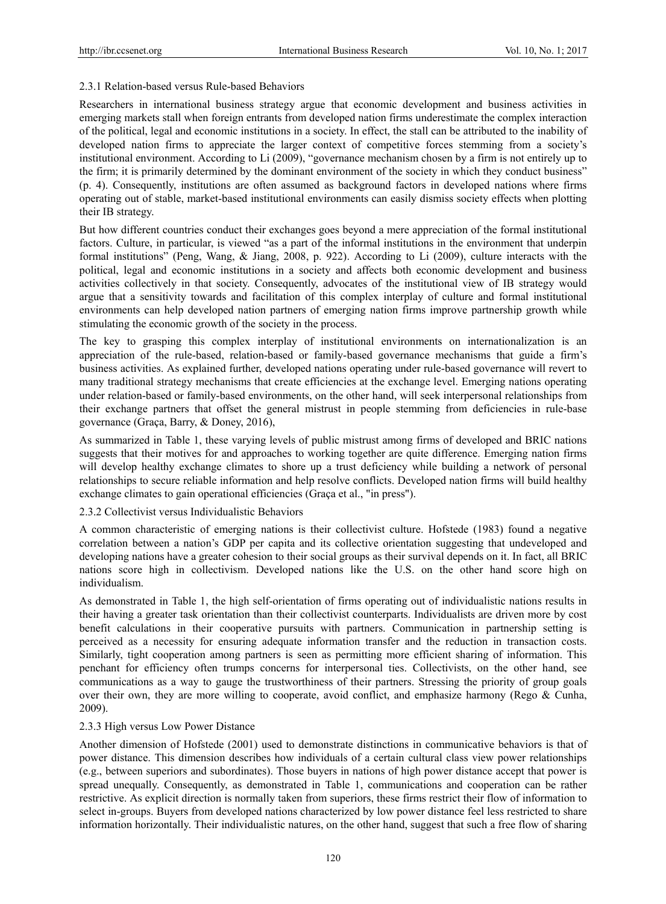### 2.3.1 Relation-based versus Rule-based Behaviors

Researchers in international business strategy argue that economic development and business activities in emerging markets stall when foreign entrants from developed nation firms underestimate the complex interaction of the political, legal and economic institutions in a society. In effect, the stall can be attributed to the inability of developed nation firms to appreciate the larger context of competitive forces stemming from a society's institutional environment. According to Li (2009), "governance mechanism chosen by a firm is not entirely up to the firm; it is primarily determined by the dominant environment of the society in which they conduct business" (p. 4). Consequently, institutions are often assumed as background factors in developed nations where firms operating out of stable, market-based institutional environments can easily dismiss society effects when plotting their IB strategy.

But how different countries conduct their exchanges goes beyond a mere appreciation of the formal institutional factors. Culture, in particular, is viewed "as a part of the informal institutions in the environment that underpin formal institutions" (Peng, Wang, & Jiang, 2008, p. 922). According to Li (2009), culture interacts with the political, legal and economic institutions in a society and affects both economic development and business activities collectively in that society. Consequently, advocates of the institutional view of IB strategy would argue that a sensitivity towards and facilitation of this complex interplay of culture and formal institutional environments can help developed nation partners of emerging nation firms improve partnership growth while stimulating the economic growth of the society in the process.

The key to grasping this complex interplay of institutional environments on internationalization is an appreciation of the rule-based, relation-based or family-based governance mechanisms that guide a firm's business activities. As explained further, developed nations operating under rule-based governance will revert to many traditional strategy mechanisms that create efficiencies at the exchange level. Emerging nations operating under relation-based or family-based environments, on the other hand, will seek interpersonal relationships from their exchange partners that offset the general mistrust in people stemming from deficiencies in rule-base governance (Graça, Barry, & Doney, 2016),

As summarized in Table 1, these varying levels of public mistrust among firms of developed and BRIC nations suggests that their motives for and approaches to working together are quite difference. Emerging nation firms will develop healthy exchange climates to shore up a trust deficiency while building a network of personal relationships to secure reliable information and help resolve conflicts. Developed nation firms will build healthy exchange climates to gain operational efficiencies (Graça et al., "in press").

### 2.3.2 Collectivist versus Individualistic Behaviors

A common characteristic of emerging nations is their collectivist culture. Hofstede (1983) found a negative correlation between a nation's GDP per capita and its collective orientation suggesting that undeveloped and developing nations have a greater cohesion to their social groups as their survival depends on it. In fact, all BRIC nations score high in collectivism. Developed nations like the U.S. on the other hand score high on individualism.

As demonstrated in Table 1, the high self-orientation of firms operating out of individualistic nations results in their having a greater task orientation than their collectivist counterparts. Individualists are driven more by cost benefit calculations in their cooperative pursuits with partners. Communication in partnership setting is perceived as a necessity for ensuring adequate information transfer and the reduction in transaction costs. Similarly, tight cooperation among partners is seen as permitting more efficient sharing of information. This penchant for efficiency often trumps concerns for interpersonal ties. Collectivists, on the other hand, see communications as a way to gauge the trustworthiness of their partners. Stressing the priority of group goals over their own, they are more willing to cooperate, avoid conflict, and emphasize harmony (Rego & Cunha, 2009).

### 2.3.3 High versus Low Power Distance

Another dimension of Hofstede (2001) used to demonstrate distinctions in communicative behaviors is that of power distance. This dimension describes how individuals of a certain cultural class view power relationships (e.g., between superiors and subordinates). Those buyers in nations of high power distance accept that power is spread unequally. Consequently, as demonstrated in Table 1, communications and cooperation can be rather restrictive. As explicit direction is normally taken from superiors, these firms restrict their flow of information to select in-groups. Buyers from developed nations characterized by low power distance feel less restricted to share information horizontally. Their individualistic natures, on the other hand, suggest that such a free flow of sharing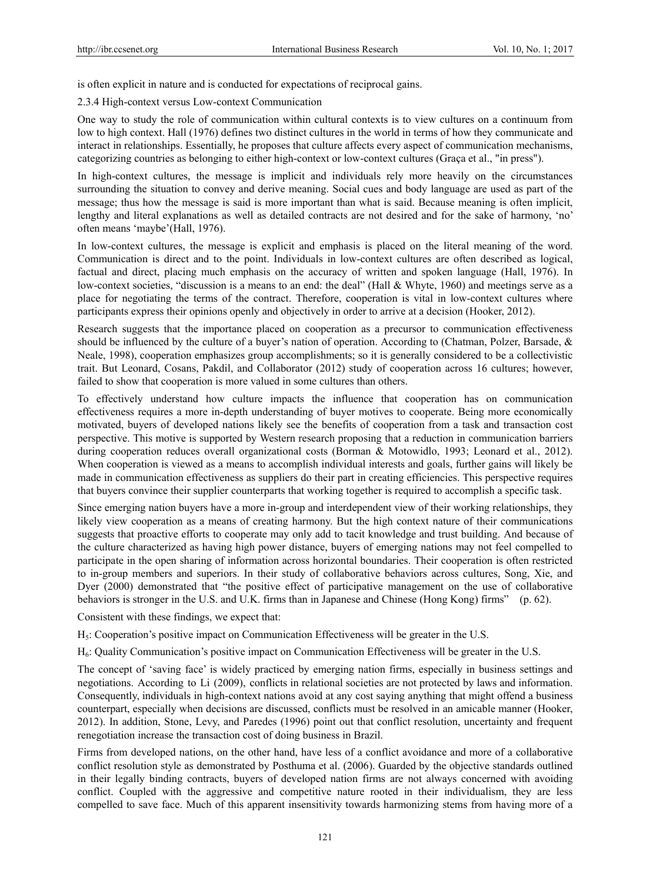is often explicit in nature and is conducted for expectations of reciprocal gains.

#### 2.3.4 High-context versus Low-context Communication

One way to study the role of communication within cultural contexts is to view cultures on a continuum from low to high context. Hall (1976) defines two distinct cultures in the world in terms of how they communicate and interact in relationships. Essentially, he proposes that culture affects every aspect of communication mechanisms, categorizing countries as belonging to either high-context or low-context cultures (Graça et al., "in press").

In high-context cultures, the message is implicit and individuals rely more heavily on the circumstances surrounding the situation to convey and derive meaning. Social cues and body language are used as part of the message; thus how the message is said is more important than what is said. Because meaning is often implicit, lengthy and literal explanations as well as detailed contracts are not desired and for the sake of harmony, 'no' often means 'maybe'(Hall, 1976).

In low-context cultures, the message is explicit and emphasis is placed on the literal meaning of the word. Communication is direct and to the point. Individuals in low-context cultures are often described as logical, factual and direct, placing much emphasis on the accuracy of written and spoken language (Hall, 1976). In low-context societies, "discussion is a means to an end: the deal" (Hall & Whyte, 1960) and meetings serve as a place for negotiating the terms of the contract. Therefore, cooperation is vital in low-context cultures where participants express their opinions openly and objectively in order to arrive at a decision (Hooker, 2012).

Research suggests that the importance placed on cooperation as a precursor to communication effectiveness should be influenced by the culture of a buyer's nation of operation. According to (Chatman, Polzer, Barsade, & Neale, 1998), cooperation emphasizes group accomplishments; so it is generally considered to be a collectivistic trait. But Leonard, Cosans, Pakdil, and Collaborator (2012) study of cooperation across 16 cultures; however, failed to show that cooperation is more valued in some cultures than others.

To effectively understand how culture impacts the influence that cooperation has on communication effectiveness requires a more in-depth understanding of buyer motives to cooperate. Being more economically motivated, buyers of developed nations likely see the benefits of cooperation from a task and transaction cost perspective. This motive is supported by Western research proposing that a reduction in communication barriers during cooperation reduces overall organizational costs (Borman & Motowidlo, 1993; Leonard et al., 2012). When cooperation is viewed as a means to accomplish individual interests and goals, further gains will likely be made in communication effectiveness as suppliers do their part in creating efficiencies. This perspective requires that buyers convince their supplier counterparts that working together is required to accomplish a specific task.

Since emerging nation buyers have a more in-group and interdependent view of their working relationships, they likely view cooperation as a means of creating harmony. But the high context nature of their communications suggests that proactive efforts to cooperate may only add to tacit knowledge and trust building. And because of the culture characterized as having high power distance, buyers of emerging nations may not feel compelled to participate in the open sharing of information across horizontal boundaries. Their cooperation is often restricted to in-group members and superiors. In their study of collaborative behaviors across cultures, Song, Xie, and Dyer (2000) demonstrated that "the positive effect of participative management on the use of collaborative behaviors is stronger in the U.S. and U.K. firms than in Japanese and Chinese (Hong Kong) firms" (p. 62).

Consistent with these findings, we expect that:

$H_5$: Cooperation's positive impact on Communication Effectiveness will be greater in the U.S.

$H_6$: Quality Communication's positive impact on Communication Effectiveness will be greater in the U.S.

The concept of 'saving face' is widely practiced by emerging nation firms, especially in business settings and negotiations. According to Li (2009), conflicts in relational societies are not protected by laws and information. Consequently, individuals in high-context nations avoid at any cost saying anything that might offend a business counterpart, especially when decisions are discussed, conflicts must be resolved in an amicable manner (Hooker, 2012). In addition, Stone, Levy, and Paredes (1996) point out that conflict resolution, uncertainty and frequent renegotiation increase the transaction cost of doing business in Brazil.

Firms from developed nations, on the other hand, have less of a conflict avoidance and more of a collaborative conflict resolution style as demonstrated by Posthuma et al. (2006). Guarded by the objective standards outlined in their legally binding contracts, buyers of developed nation firms are not always concerned with avoiding conflict. Coupled with the aggressive and competitive nature rooted in their individualism, they are less compelled to save face. Much of this apparent insensitivity towards harmonizing stems from having more of a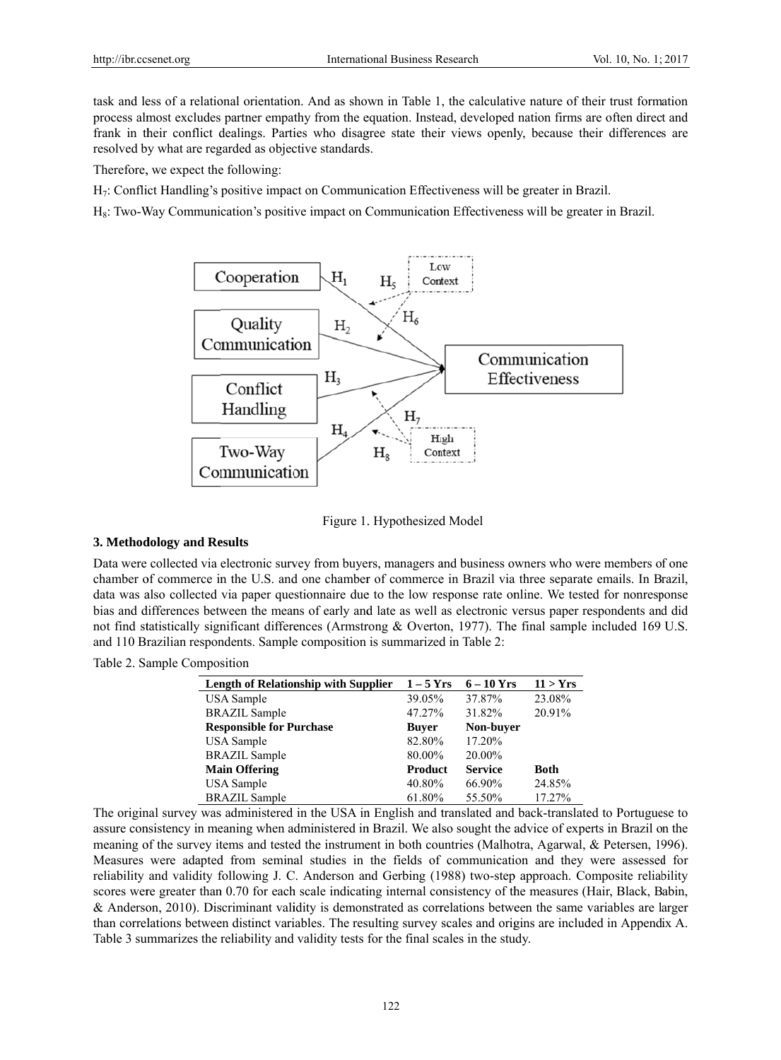task and less of a relational orientation. And as shown in Table 1, the calculative nature of their trust formation process almost excludes partner empathy from the equation. Instead, developed nation firms are often direct and frank in their conflict dealings. Parties who disagree state their views openly, because their differences are resolved by what are regarded as objective standards.

Therefore, we expect the following:

$H_7$: Conflict Handling's positive impact on Communication Effectiveness will be greater in Brazil.

$H_8$: Two-Way Communication's positive impact on Communication Effectiveness will be greater in Brazil.

Figure 1. Hypothesized Model

## 3. Methodology and Results

Data were collected via electronic survey from buyers, managers and business owners who were members of one chamber of commerce in the U.S. and one chamber of commerce in Brazil via three separate emails. In Brazil, data was also collected via paper questionnaire due to the low response rate online. We tested for nonresponse bias and differences between the means of early and late as well as electronic versus paper respondents and did not find statistically significant differences (Armstrong & Overton, 1977). The final sample included 169 U.S. and 110 Brazilian respondents. Sample composition is summarized in Table 2:

Table 2. Sample Composition

| **Length of Relationship with Supplier** | **1 – 5 Yrs** | **6 – 10 Yrs** | **11 > Yrs** |
|---|---|---|---|
| USA Sample | 39.05% | 37.87% | 23.08% |
| BRAZIL Sample | 47.27% | 31.82% | 20.91% |
| **Responsible for Purchase** | **Buyer** | **Non-buyer** | |
| USA Sample | 82.80% | 17.20% | |
| BRAZIL Sample | 80.00% | 20.00% | |
| **Main Offering** | **Product** | **Service** | **Both** |
| USA Sample | 40.80% | 66.90% | 24.85% |
| BRAZIL Sample | 61.80% | 55.50% | 17.27% |

The original survey was administered in the USA in English and translated and back-translated to Portuguese to assure consistency in meaning when administered in Brazil. We also sought the advice of experts in Brazil on the meaning of the survey items and tested the instrument in both countries (Malhotra, Agarwal, & Petersen, 1996). Measures were adapted from seminal studies in the fields of communication and they were assessed for reliability and validity following J. C. Anderson and Gerbing (1988) two-step approach. Composite reliability scores were greater than 0.70 for each scale indicating internal consistency of the measures (Hair, Black, Babin, & Anderson, 2010). Discriminant validity is demonstrated as correlations between the same variables are larger than correlations between distinct variables. The resulting survey scales and origins are included in Appendix A. Table 3 summarizes the reliability and validity tests for the final scales in the study.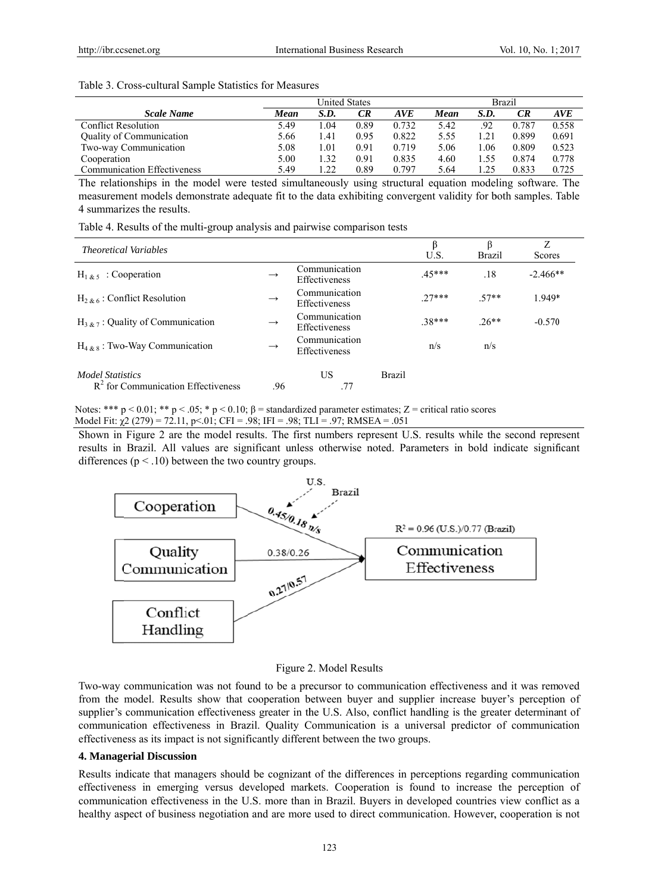Table 3. Cross-cultural Sample Statistics for Measures

| | United States | | | | Brazil | | | |
|---|---|---|---|---|---|---|---|---|
| ***Scale Name*** | ***Mean*** | ***S.D.*** | ***CR*** | ***AVE*** | ***Mean*** | ***S.D.*** | ***CR*** | ***AVE*** |
| Conflict Resolution | 5.49 | 1.04 | 0.89 | 0.732 | 5.42 | .92 | 0.787 | 0.558 |
| Quality of Communication | 5.66 | 1.41 | 0.95 | 0.822 | 5.55 | 1.21 | 0.899 | 0.691 |
| Two-way Communication | 5.08 | 1.01 | 0.91 | 0.719 | 5.06 | 1.06 | 0.809 | 0.523 |
| Cooperation | 5.00 | 1.32 | 0.91 | 0.835 | 4.60 | 1.55 | 0.874 | 0.778 |
| Communication Effectiveness | 5.49 | 1.22 | 0.89 | 0.797 | 5.64 | 1.25 | 0.833 | 0.725 |

The relationships in the model were tested simultaneously using structural equation modeling software. The measurement models demonstrate adequate fit to the data exhibiting convergent validity for both samples. Table 4 summarizes the results.

Table 4. Results of the multi-group analysis and pairwise comparison tests

| *Theoretical Variables* | | | β U.S. | β Brazil | Z Scores |
|---|---|---|---|---|---|
| $H_{1\,\&\,5}$ : Cooperation | → | Communication Effectiveness | .45*** | .18 | -2.466** |
| $H_{2\,\&\,6}$ : Conflict Resolution | → | Communication Effectiveness | .27*** | .57** | 1.949* |
| $H_{3\,\&\,7}$ : Quality of Communication | → | Communication Effectiveness | .38*** | .26** | -0.570 |
| $H_{4\,\&\,8}$ : Two-Way Communication | → | Communication Effectiveness | n/s | n/s | |
| *Model Statistics* | | US | Brazil | | |
| $R^2$ for Communication Effectiveness | .96 | .77 | | | |

Notes: *** p < 0.01; ** p < .05; * p < 0.10; β = standardized parameter estimates; Z = critical ratio scores
Model Fit: $\chi2$ (279) = 72.11, p<.01; CFI = .98; IFI = .98; TLI = .97; RMSEA = .051

Shown in Figure 2 are the model results. The first numbers represent U.S. results while the second represent results in Brazil. All values are significant unless otherwise noted. Parameters in bold indicate significant differences (p < .10) between the two country groups.

Figure 2. Model Results

Two-way communication was not found to be a precursor to communication effectiveness and it was removed from the model. Results show that cooperation between buyer and supplier increase buyer's perception of supplier's communication effectiveness greater in the U.S. Also, conflict handling is the greater determinant of communication effectiveness in Brazil. Quality Communication is a universal predictor of communication effectiveness as its impact is not significantly different between the two groups.

**4. Managerial Discussion**

Results indicate that managers should be cognizant of the differences in perceptions regarding communication effectiveness in emerging versus developed markets. Cooperation is found to increase the perception of communication effectiveness in the U.S. more than in Brazil. Buyers in developed countries view conflict as a healthy aspect of business negotiation and are more used to direct communication. However, cooperation is not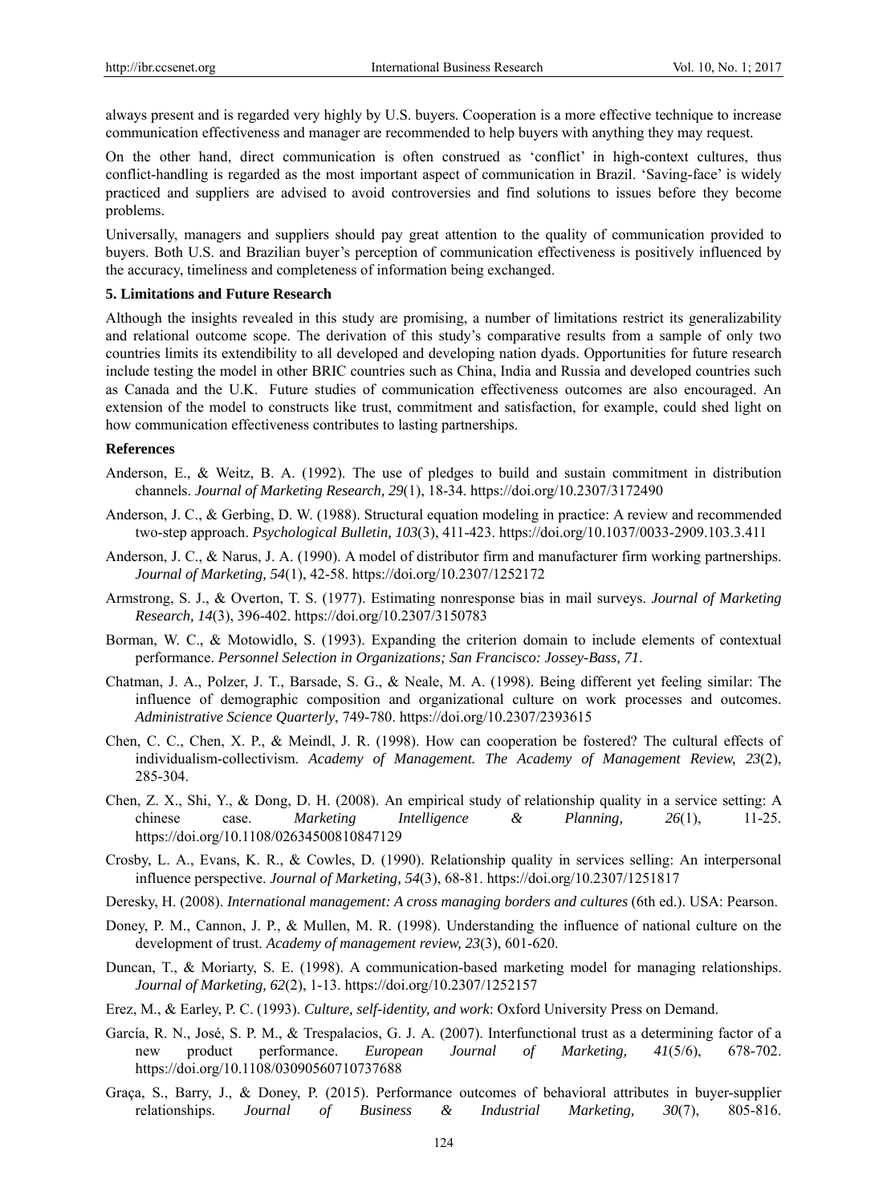always present and is regarded very highly by U.S. buyers. Cooperation is a more effective technique to increase communication effectiveness and manager are recommended to help buyers with anything they may request.

On the other hand, direct communication is often construed as 'conflict' in high-context cultures, thus conflict-handling is regarded as the most important aspect of communication in Brazil. 'Saving-face' is widely practiced and suppliers are advised to avoid controversies and find solutions to issues before they become problems.

Universally, managers and suppliers should pay great attention to the quality of communication provided to buyers. Both U.S. and Brazilian buyer's perception of communication effectiveness is positively influenced by the accuracy, timeliness and completeness of information being exchanged.

**5. Limitations and Future Research**

Although the insights revealed in this study are promising, a number of limitations restrict its generalizability and relational outcome scope. The derivation of this study's comparative results from a sample of only two countries limits its extendibility to all developed and developing nation dyads. Opportunities for future research include testing the model in other BRIC countries such as China, India and Russia and developed countries such as Canada and the U.K. Future studies of communication effectiveness outcomes are also encouraged. An extension of the model to constructs like trust, commitment and satisfaction, for example, could shed light on how communication effectiveness contributes to lasting partnerships.

**References**

Anderson, E., & Weitz, B. A. (1992). The use of pledges to build and sustain commitment in distribution channels. *Journal of Marketing Research, 29*(1), 18-34. https://doi.org/10.2307/3172490

Anderson, J. C., & Gerbing, D. W. (1988). Structural equation modeling in practice: A review and recommended two-step approach. *Psychological Bulletin, 103*(3), 411-423. https://doi.org/10.1037/0033-2909.103.3.411

Anderson, J. C., & Narus, J. A. (1990). A model of distributor firm and manufacturer firm working partnerships. *Journal of Marketing, 54*(1), 42-58. https://doi.org/10.2307/1252172

Armstrong, S. J., & Overton, T. S. (1977). Estimating nonresponse bias in mail surveys. *Journal of Marketing Research, 14*(3), 396-402. https://doi.org/10.2307/3150783

Borman, W. C., & Motowidlo, S. (1993). Expanding the criterion domain to include elements of contextual performance. *Personnel Selection in Organizations; San Francisco: Jossey-Bass, 71*.

Chatman, J. A., Polzer, J. T., Barsade, S. G., & Neale, M. A. (1998). Being different yet feeling similar: The influence of demographic composition and organizational culture on work processes and outcomes. *Administrative Science Quarterly*, 749-780. https://doi.org/10.2307/2393615

Chen, C. C., Chen, X. P., & Meindl, J. R. (1998). How can cooperation be fostered? The cultural effects of individualism-collectivism. *Academy of Management. The Academy of Management Review, 23*(2), 285-304.

Chen, Z. X., Shi, Y., & Dong, D. H. (2008). An empirical study of relationship quality in a service setting: A chinese case. *Marketing Intelligence & Planning, 26*(1), 11-25. https://doi.org/10.1108/02634500810847129

Crosby, L. A., Evans, K. R., & Cowles, D. (1990). Relationship quality in services selling: An interpersonal influence perspective. *Journal of Marketing, 54*(3), 68-81. https://doi.org/10.2307/1251817

Deresky, H. (2008). *International management: A cross managing borders and cultures* (6th ed.). USA: Pearson.

Doney, P. M., Cannon, J. P., & Mullen, M. R. (1998). Understanding the influence of national culture on the development of trust. *Academy of management review, 23*(3), 601-620.

Duncan, T., & Moriarty, S. E. (1998). A communication-based marketing model for managing relationships. *Journal of Marketing, 62*(2), 1-13. https://doi.org/10.2307/1252157

Erez, M., & Earley, P. C. (1993). *Culture, self-identity, and work*: Oxford University Press on Demand.

García, R. N., José, S. P. M., & Trespalacios, G. J. A. (2007). Interfunctional trust as a determining factor of a new product performance. *European Journal of Marketing, 41*(5/6), 678-702. https://doi.org/10.1108/03090560710737688

Graça, S., Barry, J., & Doney, P. (2015). Performance outcomes of behavioral attributes in buyer-supplier relationships. *Journal of Business & Industrial Marketing, 30*(7), 805-816.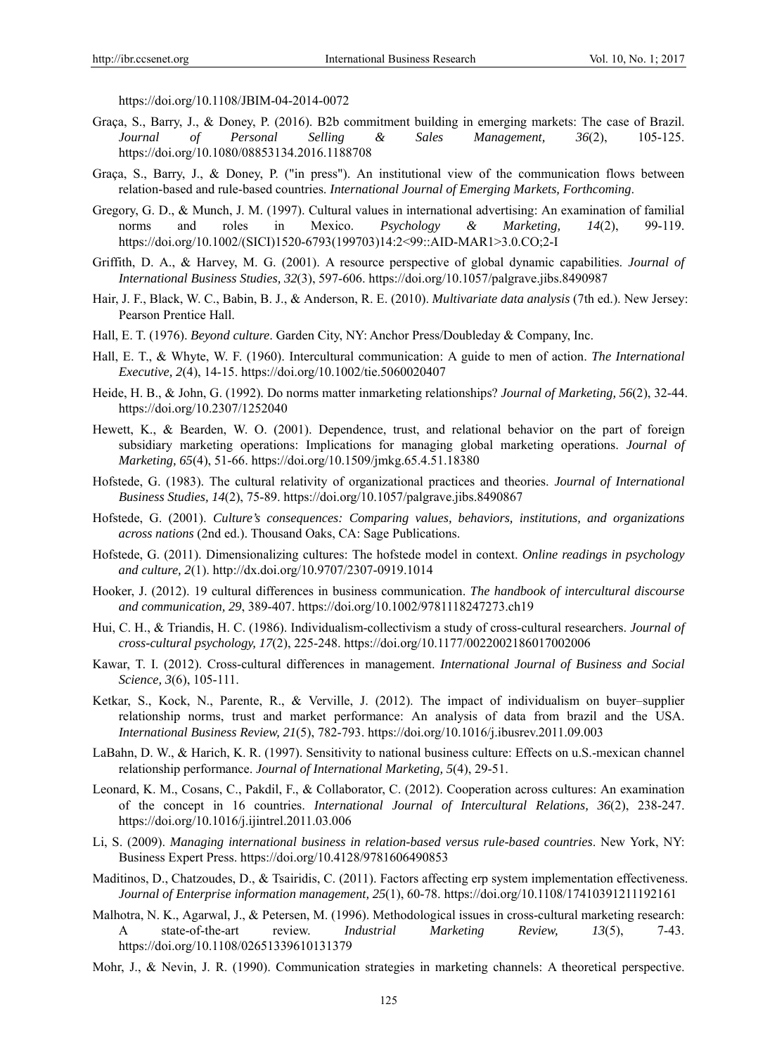https://doi.org/10.1108/JBIM-04-2014-0072

Graça, S., Barry, J., & Doney, P. (2016). B2b commitment building in emerging markets: The case of Brazil. *Journal of Personal Selling & Sales Management, 36*(2), 105-125. https://doi.org/10.1080/08853134.2016.1188708

Graça, S., Barry, J., & Doney, P. ("in press"). An institutional view of the communication flows between relation-based and rule-based countries. *International Journal of Emerging Markets, Forthcoming*.

Gregory, G. D., & Munch, J. M. (1997). Cultural values in international advertising: An examination of familial norms and roles in Mexico. *Psychology & Marketing, 14*(2), 99-119. https://doi.org/10.1002/(SICI)1520-6793(199703)14:2<99::AID-MAR1>3.0.CO;2-I

Griffith, D. A., & Harvey, M. G. (2001). A resource perspective of global dynamic capabilities. *Journal of International Business Studies, 32*(3), 597-606. https://doi.org/10.1057/palgrave.jibs.8490987

Hair, J. F., Black, W. C., Babin, B. J., & Anderson, R. E. (2010). *Multivariate data analysis* (7th ed.). New Jersey: Pearson Prentice Hall.

Hall, E. T. (1976). *Beyond culture*. Garden City, NY: Anchor Press/Doubleday & Company, Inc.

Hall, E. T., & Whyte, W. F. (1960). Intercultural communication: A guide to men of action. *The International Executive, 2*(4), 14-15. https://doi.org/10.1002/tie.5060020407

Heide, H. B., & John, G. (1992). Do norms matter inmarketing relationships? *Journal of Marketing, 56*(2), 32-44. https://doi.org/10.2307/1252040

Hewett, K., & Bearden, W. O. (2001). Dependence, trust, and relational behavior on the part of foreign subsidiary marketing operations: Implications for managing global marketing operations. *Journal of Marketing, 65*(4), 51-66. https://doi.org/10.1509/jmkg.65.4.51.18380

Hofstede, G. (1983). The cultural relativity of organizational practices and theories. *Journal of International Business Studies, 14*(2), 75-89. https://doi.org/10.1057/palgrave.jibs.8490867

Hofstede, G. (2001). *Culture's consequences: Comparing values, behaviors, institutions, and organizations across nations* (2nd ed.). Thousand Oaks, CA: Sage Publications.

Hofstede, G. (2011). Dimensionalizing cultures: The hofstede model in context. *Online readings in psychology and culture, 2*(1). http://dx.doi.org/10.9707/2307-0919.1014

Hooker, J. (2012). 19 cultural differences in business communication. *The handbook of intercultural discourse and communication, 29*, 389-407. https://doi.org/10.1002/9781118247273.ch19

Hui, C. H., & Triandis, H. C. (1986). Individualism-collectivism a study of cross-cultural researchers. *Journal of cross-cultural psychology, 17*(2), 225-248. https://doi.org/10.1177/0022002186017002006

Kawar, T. I. (2012). Cross-cultural differences in management. *International Journal of Business and Social Science, 3*(6), 105-111.

Ketkar, S., Kock, N., Parente, R., & Verville, J. (2012). The impact of individualism on buyer–supplier relationship norms, trust and market performance: An analysis of data from brazil and the USA. *International Business Review, 21*(5), 782-793. https://doi.org/10.1016/j.ibusrev.2011.09.003

LaBahn, D. W., & Harich, K. R. (1997). Sensitivity to national business culture: Effects on u.S.-mexican channel relationship performance. *Journal of International Marketing, 5*(4), 29-51.

Leonard, K. M., Cosans, C., Pakdil, F., & Collaborator, C. (2012). Cooperation across cultures: An examination of the concept in 16 countries. *International Journal of Intercultural Relations, 36*(2), 238-247. https://doi.org/10.1016/j.ijintrel.2011.03.006

Li, S. (2009). *Managing international business in relation-based versus rule-based countries*. New York, NY: Business Expert Press. https://doi.org/10.4128/9781606490853

Maditinos, D., Chatzoudes, D., & Tsairidis, C. (2011). Factors affecting erp system implementation effectiveness. *Journal of Enterprise information management, 25*(1), 60-78. https://doi.org/10.1108/17410391211192161

Malhotra, N. K., Agarwal, J., & Petersen, M. (1996). Methodological issues in cross-cultural marketing research: A state-of-the-art review. *Industrial Marketing Review, 13*(5), 7-43. https://doi.org/10.1108/02651339610131379

Mohr, J., & Nevin, J. R. (1990). Communication strategies in marketing channels: A theoretical perspective.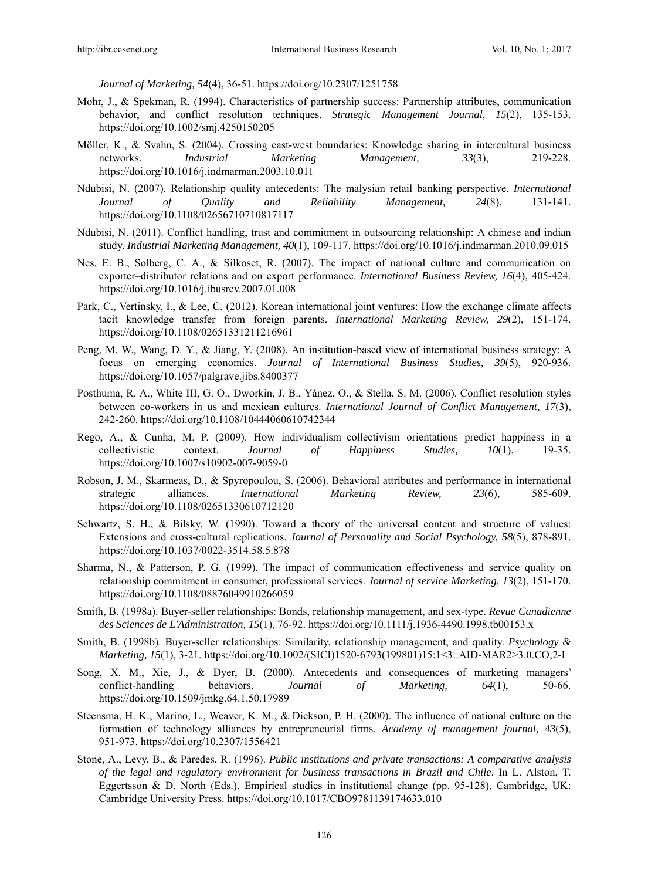*Journal of Marketing, 54*(4), 36-51. https://doi.org/10.2307/1251758

Mohr, J., & Spekman, R. (1994). Characteristics of partnership success: Partnership attributes, communication behavior, and conflict resolution techniques. *Strategic Management Journal, 15*(2), 135-153. https://doi.org/10.1002/smj.4250150205

Möller, K., & Svahn, S. (2004). Crossing east-west boundaries: Knowledge sharing in intercultural business networks. *Industrial Marketing Management, 33*(3), 219-228. https://doi.org/10.1016/j.indmarman.2003.10.011

Ndubisi, N. (2007). Relationship quality antecedents: The malysian retail banking perspective. *International Journal of Quality and Reliability Management, 24*(8), 131-141. https://doi.org/10.1108/02656710710817117

Ndubisi, N. (2011). Conflict handling, trust and commitment in outsourcing relationship: A chinese and indian study. *Industrial Marketing Management, 40*(1), 109-117. https://doi.org/10.1016/j.indmarman.2010.09.015

Nes, E. B., Solberg, C. A., & Silkoset, R. (2007). The impact of national culture and communication on exporter–distributor relations and on export performance. *International Business Review, 16*(4), 405-424. https://doi.org/10.1016/j.ibusrev.2007.01.008

Park, C., Vertinsky, I., & Lee, C. (2012). Korean international joint ventures: How the exchange climate affects tacit knowledge transfer from foreign parents. *International Marketing Review, 29*(2), 151-174. https://doi.org/10.1108/02651331211216961

Peng, M. W., Wang, D. Y., & Jiang, Y. (2008). An institution-based view of international business strategy: A focus on emerging economies. *Journal of International Business Studies, 39*(5), 920-936. https://doi.org/10.1057/palgrave.jibs.8400377

Posthuma, R. A., White III, G. O., Dworkin, J. B., Yánez, O., & Stella, S. M. (2006). Conflict resolution styles between co-workers in us and mexican cultures. *International Journal of Conflict Management, 17*(3), 242-260. https://doi.org/10.1108/10444060610742344

Rego, A., & Cunha, M. P. (2009). How individualism–collectivism orientations predict happiness in a collectivistic context. *Journal of Happiness Studies, 10*(1), 19-35. https://doi.org/10.1007/s10902-007-9059-0

Robson, J. M., Skarmeas, D., & Spyropoulou, S. (2006). Behavioral attributes and performance in international strategic alliances. *International Marketing Review, 23*(6), 585-609. https://doi.org/10.1108/02651330610712120

Schwartz, S. H., & Bilsky, W. (1990). Toward a theory of the universal content and structure of values: Extensions and cross-cultural replications. *Journal of Personality and Social Psychology, 58*(5), 878-891. https://doi.org/10.1037/0022-3514.58.5.878

Sharma, N., & Patterson, P. G. (1999). The impact of communication effectiveness and service quality on relationship commitment in consumer, professional services. *Journal of service Marketing, 13*(2), 151-170. https://doi.org/10.1108/08876049910266059

Smith, B. (1998a). Buyer-seller relationships: Bonds, relationship management, and sex-type. *Revue Canadienne des Sciences de L'Administration, 15*(1), 76-92. https://doi.org/10.1111/j.1936-4490.1998.tb00153.x

Smith, B. (1998b). Buyer-seller relationships: Similarity, relationship management, and quality. *Psychology & Marketing, 15*(1), 3-21. https://doi.org/10.1002/(SICI)1520-6793(199801)15:1<3::AID-MAR2>3.0.CO;2-I

Song, X. M., Xie, J., & Dyer, B. (2000). Antecedents and consequences of marketing managers' conflict-handling behaviors. *Journal of Marketing, 64*(1), 50-66. https://doi.org/10.1509/jmkg.64.1.50.17989

Steensma, H. K., Marino, L., Weaver, K. M., & Dickson, P. H. (2000). The influence of national culture on the formation of technology alliances by entrepreneurial firms. *Academy of management journal, 43*(5), 951-973. https://doi.org/10.2307/1556421

Stone, A., Levy, B., & Paredes, R. (1996). *Public institutions and private transactions: A comparative analysis of the legal and regulatory environment for business transactions in Brazil and Chile*. In L. Alston, T. Eggertsson & D. North (Eds.), Empirical studies in institutional change (pp. 95-128). Cambridge, UK: Cambridge University Press. https://doi.org/10.1017/CBO9781139174633.010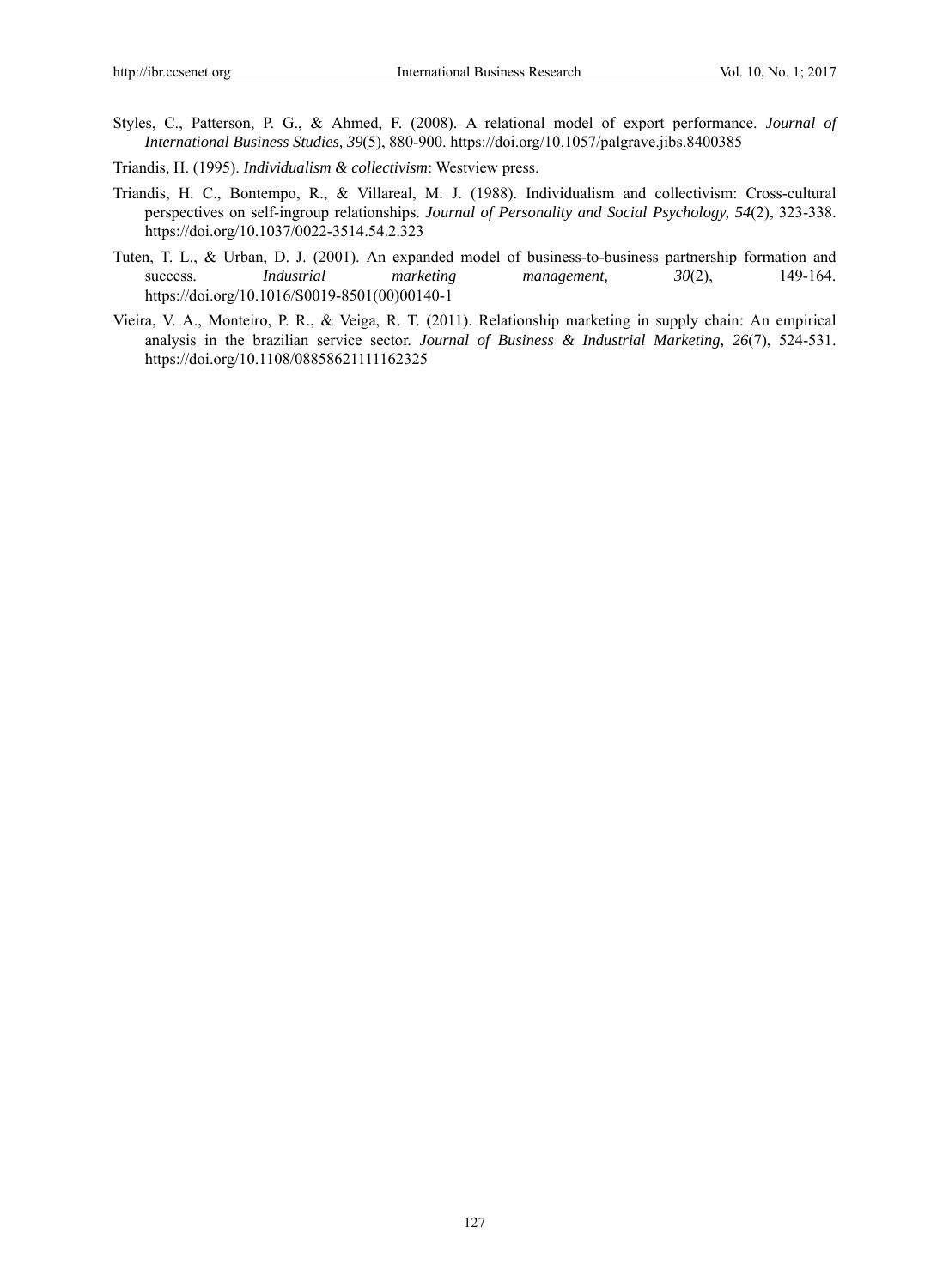Styles, C., Patterson, P. G., & Ahmed, F. (2008). A relational model of export performance. *Journal of International Business Studies, 39*(5), 880-900. https://doi.org/10.1057/palgrave.jibs.8400385

Triandis, H. (1995). *Individualism & collectivism*: Westview press.

Triandis, H. C., Bontempo, R., & Villareal, M. J. (1988). Individualism and collectivism: Cross-cultural perspectives on self-ingroup relationships. *Journal of Personality and Social Psychology, 54*(2), 323-338. https://doi.org/10.1037/0022-3514.54.2.323

Tuten, T. L., & Urban, D. J. (2001). An expanded model of business-to-business partnership formation and success. *Industrial marketing management, 30*(2), 149-164. https://doi.org/10.1016/S0019-8501(00)00140-1

Vieira, V. A., Monteiro, P. R., & Veiga, R. T. (2011). Relationship marketing in supply chain: An empirical analysis in the brazilian service sector. *Journal of Business & Industrial Marketing, 26*(7), 524-531. https://doi.org/10.1108/08858621111162325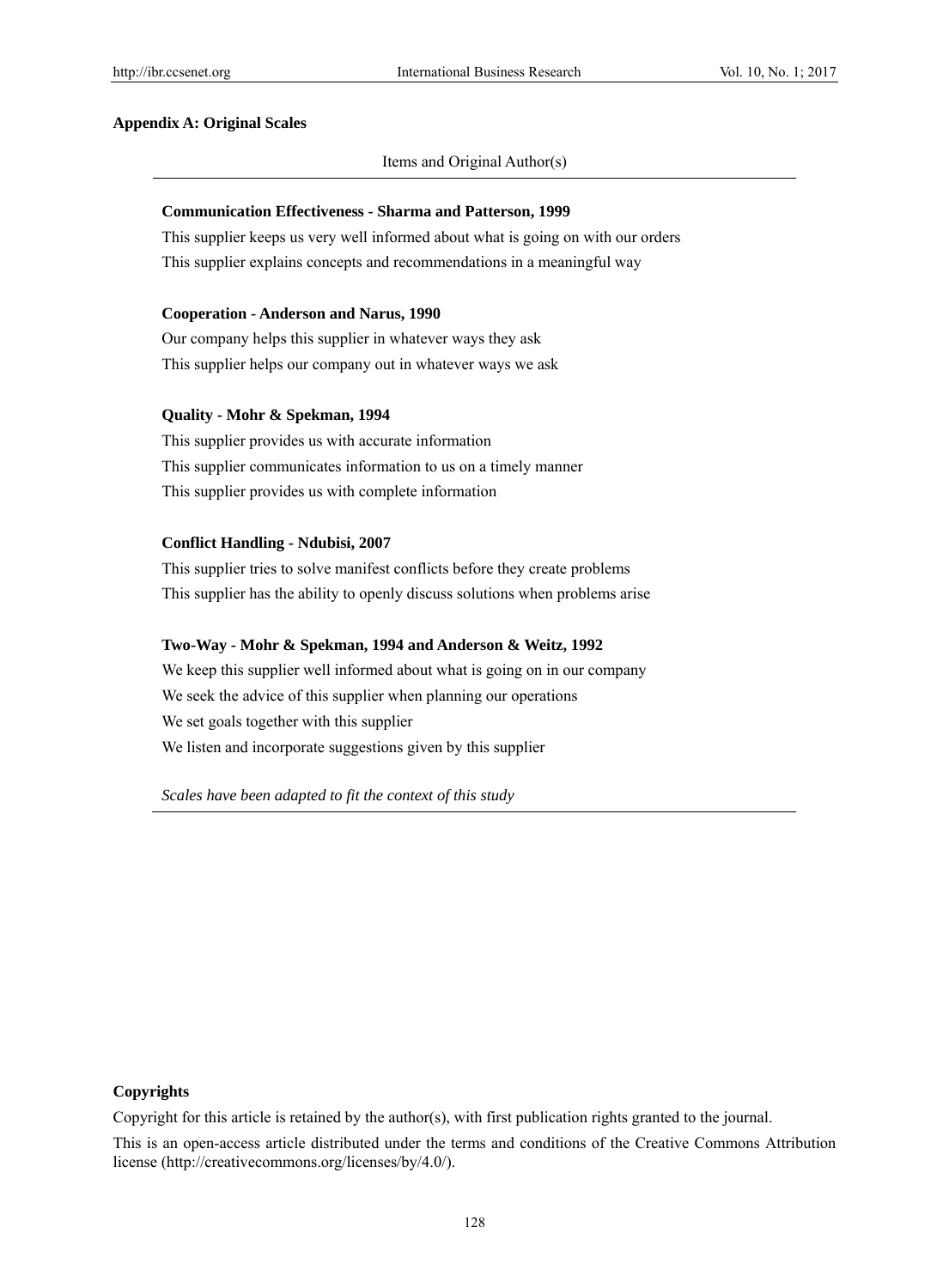## Appendix A: Original Scales

| Items and Original Author(s) |
|---|
| **Communication Effectiveness - Sharma and Patterson, 1999** |
| This supplier keeps us very well informed about what is going on with our orders |
| This supplier explains concepts and recommendations in a meaningful way |
| **Cooperation - Anderson and Narus, 1990** |
| Our company helps this supplier in whatever ways they ask |
| This supplier helps our company out in whatever ways we ask |
| **Quality - Mohr & Spekman, 1994** |
| This supplier provides us with accurate information |
| This supplier communicates information to us on a timely manner |
| This supplier provides us with complete information |
| **Conflict Handling - Ndubisi, 2007** |
| This supplier tries to solve manifest conflicts before they create problems |
| This supplier has the ability to openly discuss solutions when problems arise |
| **Two-Way - Mohr & Spekman, 1994 and Anderson & Weitz, 1992** |
| We keep this supplier well informed about what is going on in our company |
| We seek the advice of this supplier when planning our operations |
| We set goals together with this supplier |
| We listen and incorporate suggestions given by this supplier |
| *Scales have been adapted to fit the context of this study* |

## Copyrights

Copyright for this article is retained by the author(s), with first publication rights granted to the journal.

This is an open-access article distributed under the terms and conditions of the Creative Commons Attribution license (http://creativecommons.org/licenses/by/4.0/).